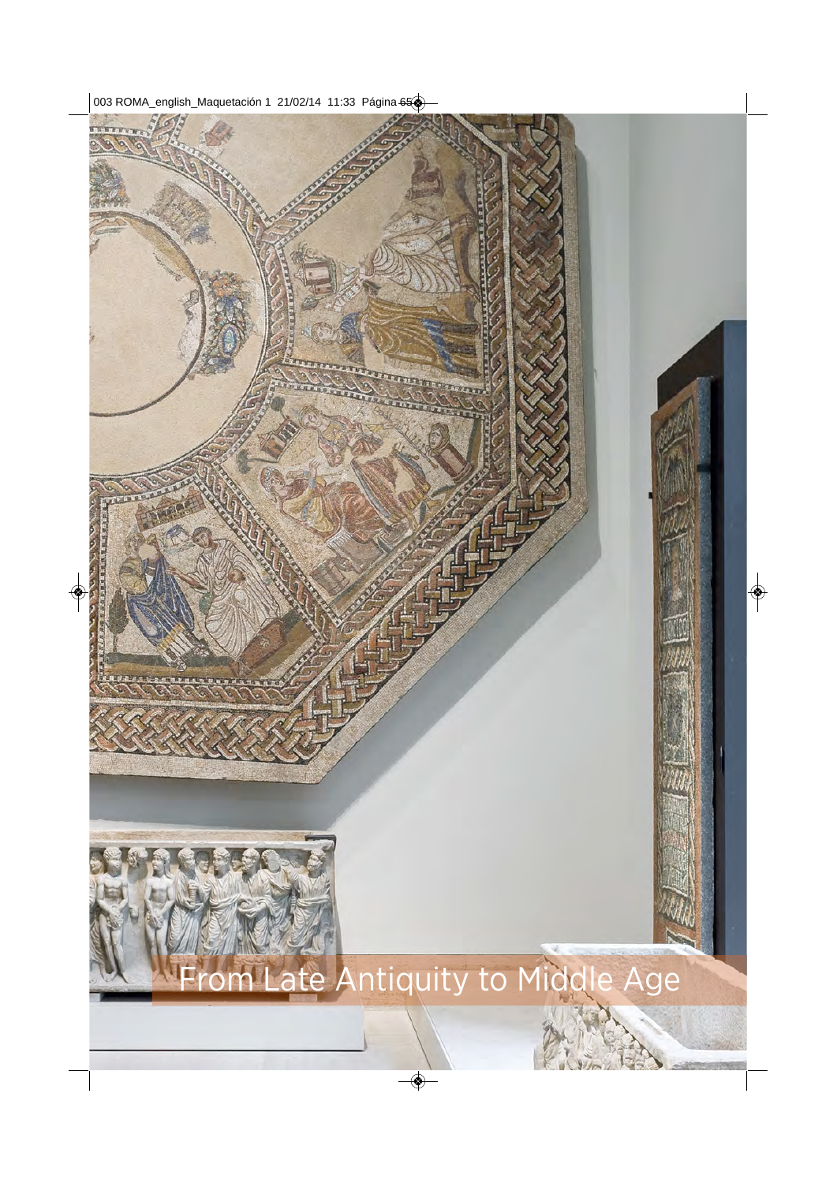# From Late Antiquity to Middle Age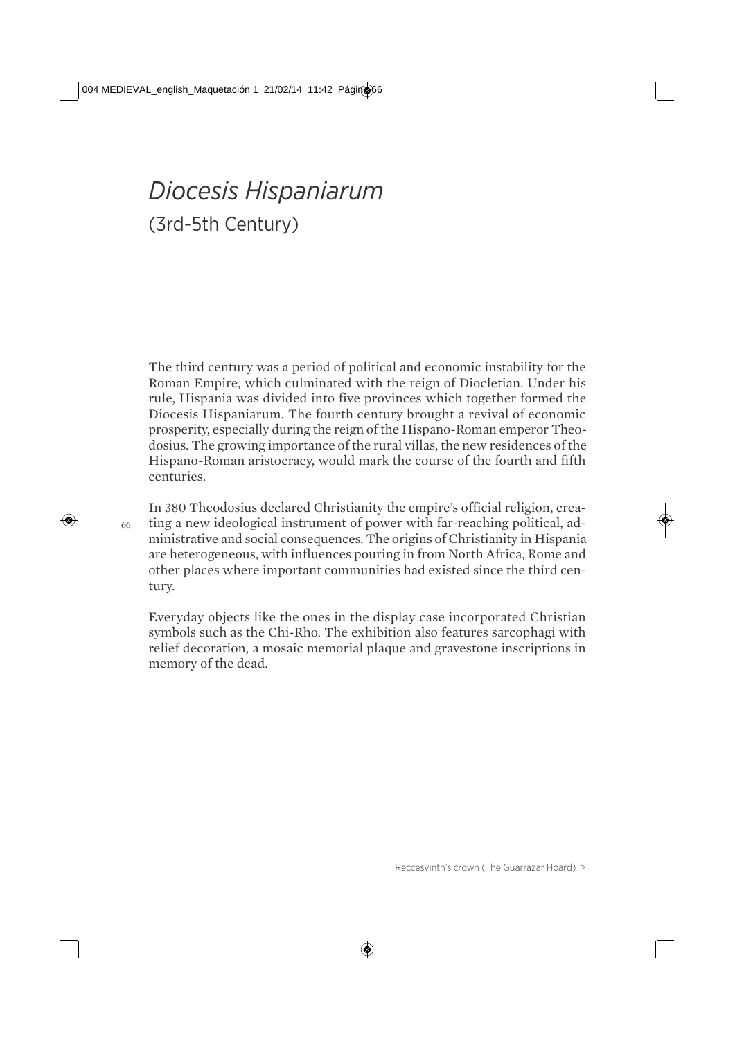# *Diocesis Hispaniarum*

## (3rd-5th Century)

The third century was a period of political and economic instability for the Roman Empire, which culminated with the reign of Diocletian. Under his rule, Hispania was divided into five provinces which together formed the Diocesis Hispaniarum. The fourth century brought a revival of economic prosperity, especially during the reign of the Hispano-Roman emperor Theodosius. The growing importance of the rural villas, the new residences of the Hispano-Roman aristocracy, would mark the course of the fourth and fifth centuries.

In 380 Theodosius declared Christianity the empire's official religion, creating a new ideological instrument of power with far-reaching political, administrative and social consequences. The origins of Christianity in Hispania are heterogeneous, with influences pouring in from North Africa, Rome and other places where important communities had existed since the third century.

Everyday objects like the ones in the display case incorporated Christian symbols such as the Chi-Rho. The exhibition also features sarcophagi with relief decoration, a mosaic memorial plaque and gravestone inscriptions in memory of the dead.

Reccesvinth's crown (The Guarrazar Hoard) >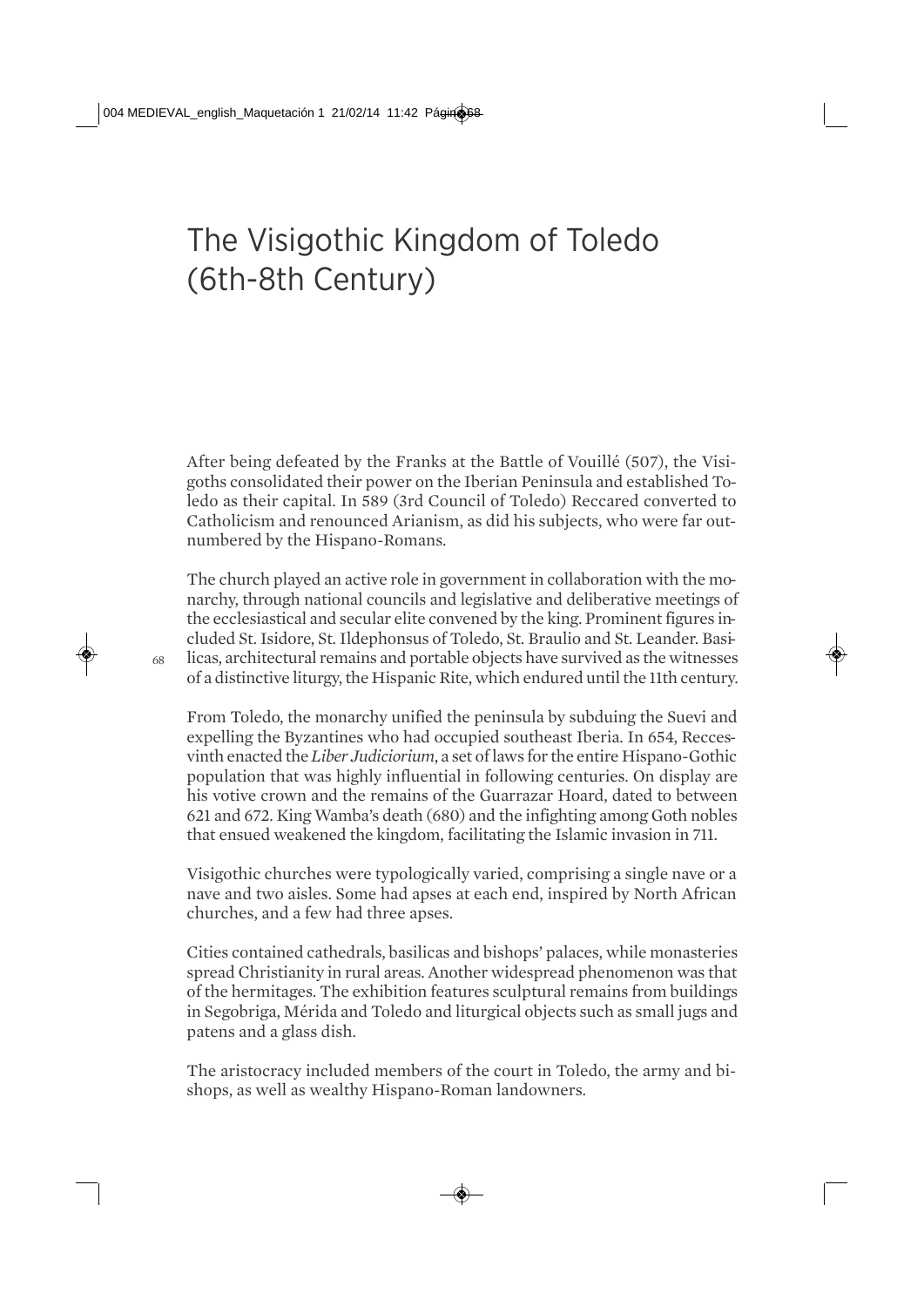# The Visigothic Kingdom of Toledo (6th-8th Century)

After being defeated by the Franks at the Battle of Vouillé (507), the Visigoths consolidated their power on the Iberian Peninsula and established Toledo as their capital. In 589 (3rd Council of Toledo) Reccared converted to Catholicism and renounced Arianism, as did his subjects, who were far outnumbered by the Hispano-Romans.

The church played an active role in government in collaboration with the monarchy, through national councils and legislative and deliberative meetings of the ecclesiastical and secular elite convened by the king. Prominent figures included St. Isidore, St. Ildephonsus of Toledo, St. Braulio and St. Leander. Basilicas, architectural remains and portable objects have survived as the witnesses of a distinctive liturgy, the Hispanic Rite, which endured until the 11th century.

From Toledo, the monarchy unified the peninsula by subduing the Suevi and expelling the Byzantines who had occupied southeast Iberia. In 654, Recceswinth enacted the *Liber Judiciorium*, a set of laws for the entire Hispano-Gothic population that was highly influential in following centuries. On display are his votive crown and the remains of the Guarrazar Hoard, dated to between 621 and 672. King Wamba's death (680) and the infighting among Goth nobles that ensued weakened the kingdom, facilitating the Islamic invasion in 711.

Visigothic churches were typologically varied, comprising a single nave or a nave and two aisles. Some had apses at each end, inspired by North African churches, and a few had three apses.

Cities contained cathedrals, basilicas and bishops' palaces, while monasteries spread Christianity in rural areas. Another widespread phenomenon was that of the hermitages. The exhibition features sculptural remains from buildings in Segobriga, Mérida and Toledo and liturgical objects such as small jugs and patens and a glass dish.

The aristocracy included members of the court in Toledo, the army and bishops, as well as wealthy Hispano-Roman landowners.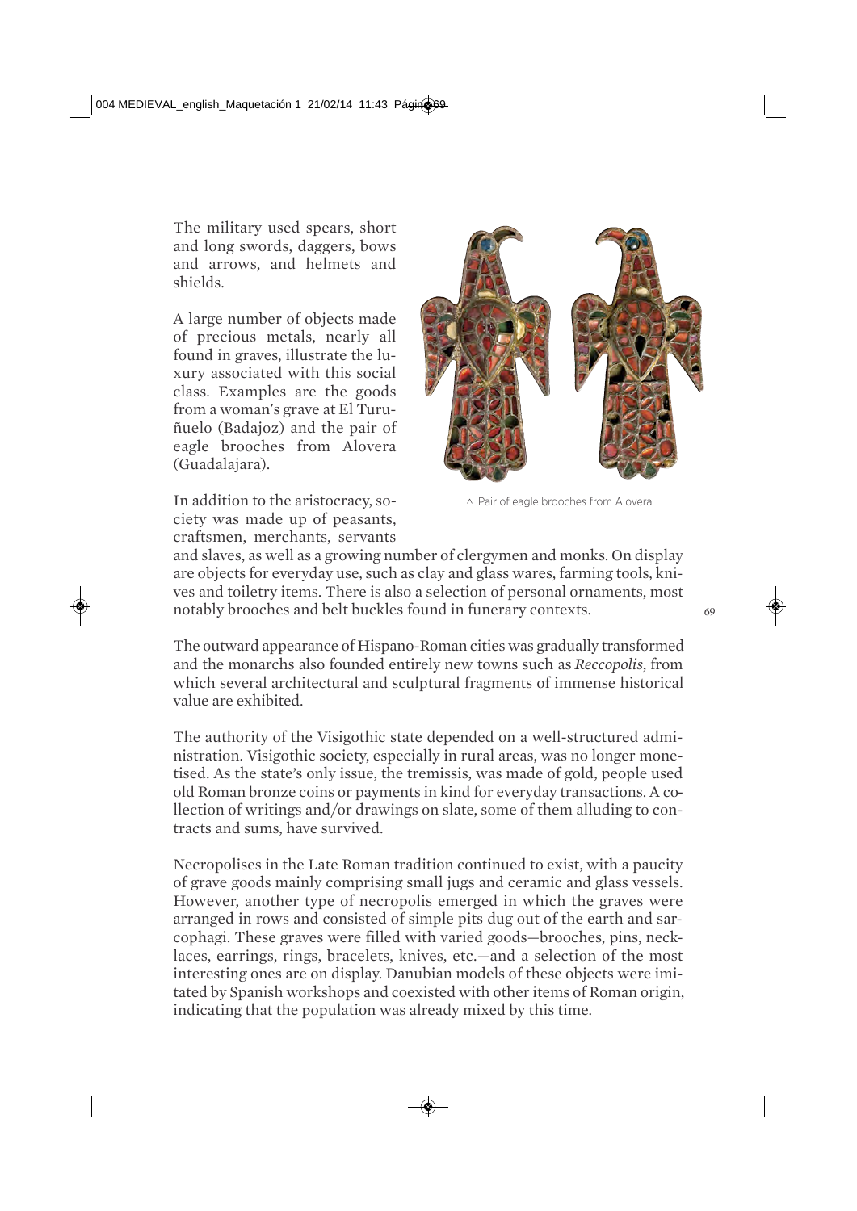The military used spears, short and long swords, daggers, bows and arrows, and helmets and shields.

A large number of objects made of precious metals, nearly all found in graves, illustrate the luxury associated with this social class. Examples are the goods from a woman's grave at El Turuñuelo (Badajoz) and the pair of eagle brooches from Alovera (Guadalajara).

^ Pair of eagle brooches from Alovera

In addition to the aristocracy, society was made up of peasants, craftsmen, merchants, servants and slaves, as well as a growing number of clergymen and monks. On display are objects for everyday use, such as clay and glass wares, farming tools, knives and toiletry items. There is also a selection of personal ornaments, most notably brooches and belt buckles found in funerary contexts.

The outward appearance of Hispano-Roman cities was gradually transformed and the monarchs also founded entirely new towns such as *Reccopolis*, from which several architectural and sculptural fragments of immense historical value are exhibited.

The authority of the Visigothic state depended on a well-structured administration. Visigothic society, especially in rural areas, was no longer monetised. As the state's only issue, the tremissis, was made of gold, people used old Roman bronze coins or payments in kind for everyday transactions. A collection of writings and/or drawings on slate, some of them alluding to contracts and sums, have survived.

Necropolises in the Late Roman tradition continued to exist, with a paucity of grave goods mainly comprising small jugs and ceramic and glass vessels. However, another type of necropolis emerged in which the graves were arranged in rows and consisted of simple pits dug out of the earth and sarcophagi. These graves were filled with varied goods—brooches, pins, necklaces, earrings, rings, bracelets, knives, etc.—and a selection of the most interesting ones are on display. Danubian models of these objects were imitated by Spanish workshops and coexisted with other items of Roman origin, indicating that the population was already mixed by this time.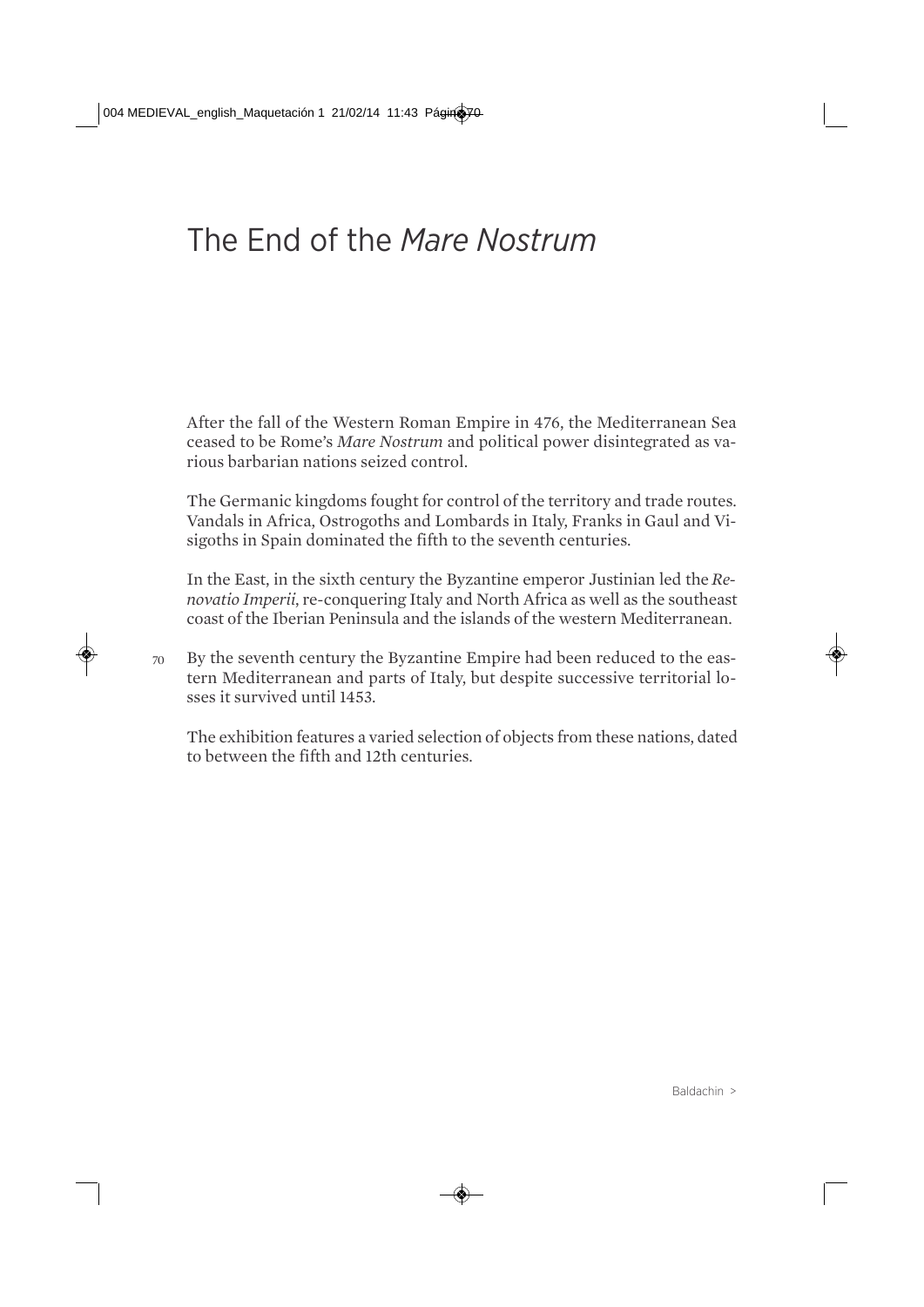# The End of the *Mare Nostrum*

After the fall of the Western Roman Empire in 476, the Mediterranean Sea ceased to be Rome's *Mare Nostrum* and political power disintegrated as various barbarian nations seized control.

The Germanic kingdoms fought for control of the territory and trade routes. Vandals in Africa, Ostrogoths and Lombards in Italy, Franks in Gaul and Visigoths in Spain dominated the fifth to the seventh centuries.

In the East, in the sixth century the Byzantine emperor Justinian led the *Renovatio Imperii*, re-conquering Italy and North Africa as well as the southeast coast of the Iberian Peninsula and the islands of the western Mediterranean.

By the seventh century the Byzantine Empire had been reduced to the eastern Mediterranean and parts of Italy, but despite successive territorial losses it survived until 1453.

The exhibition features a varied selection of objects from these nations, dated to between the fifth and 12th centuries.

Baldachin >